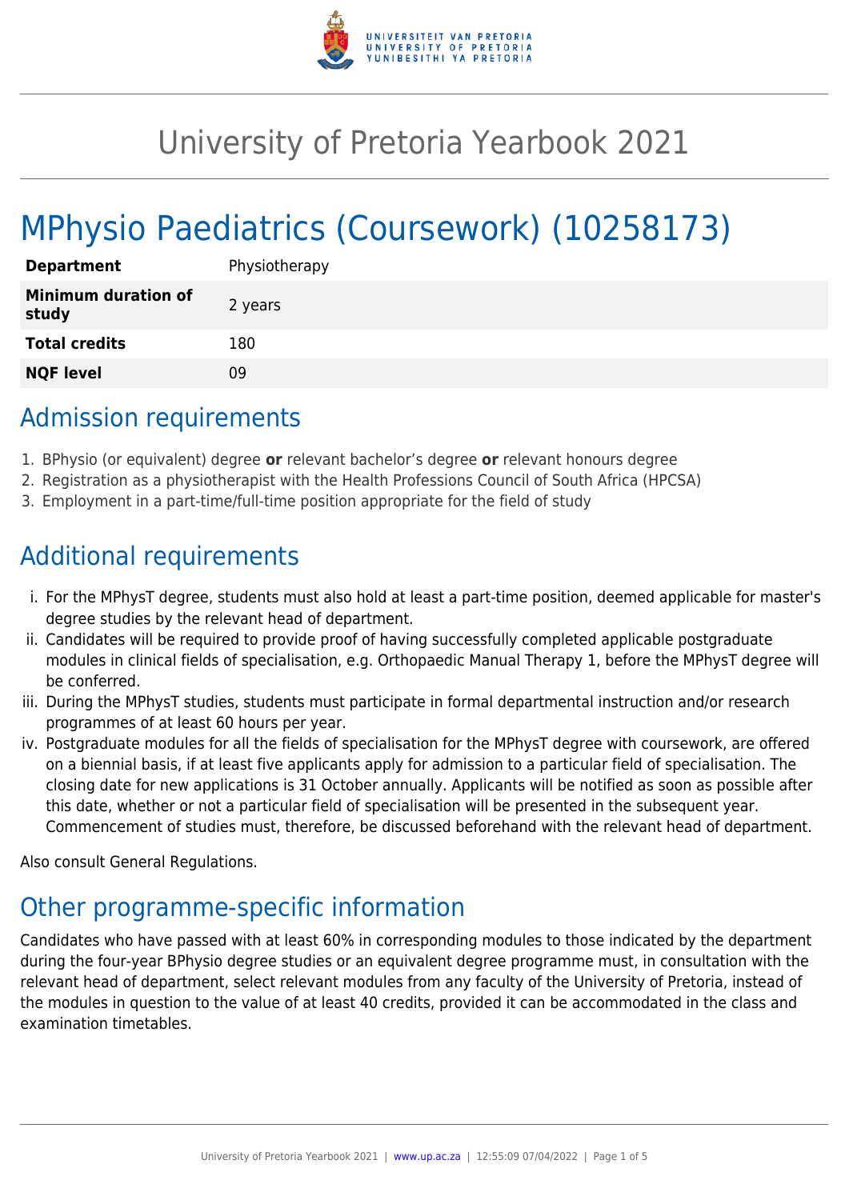# University of Pretoria Yearbook 2021

# MPhysio Paediatrics (Coursework) (10258173)

| | |
|---|---|
| **Department** | Physiotherapy |
| **Minimum duration of study** | 2 years |
| **Total credits** | 180 |
| **NQF level** | 09 |

## Admission requirements

1. BPhysio (or equivalent) degree **or** relevant bachelor's degree **or** relevant honours degree
2. Registration as a physiotherapist with the Health Professions Council of South Africa (HPCSA)
3. Employment in a part-time/full-time position appropriate for the field of study

## Additional requirements

i. For the MPhysT degree, students must also hold at least a part-time position, deemed applicable for master's degree studies by the relevant head of department.
ii. Candidates will be required to provide proof of having successfully completed applicable postgraduate modules in clinical fields of specialisation, e.g. Orthopaedic Manual Therapy 1, before the MPhysT degree will be conferred.
iii. During the MPhysT studies, students must participate in formal departmental instruction and/or research programmes of at least 60 hours per year.
iv. Postgraduate modules for all the fields of specialisation for the MPhysT degree with coursework, are offered on a biennial basis, if at least five applicants apply for admission to a particular field of specialisation. The closing date for new applications is 31 October annually. Applicants will be notified as soon as possible after this date, whether or not a particular field of specialisation will be presented in the subsequent year. Commencement of studies must, therefore, be discussed beforehand with the relevant head of department.

Also consult General Regulations.

## Other programme-specific information

Candidates who have passed with at least 60% in corresponding modules to those indicated by the department during the four-year BPhysio degree studies or an equivalent degree programme must, in consultation with the relevant head of department, select relevant modules from any faculty of the University of Pretoria, instead of the modules in question to the value of at least 40 credits, provided it can be accommodated in the class and examination timetables.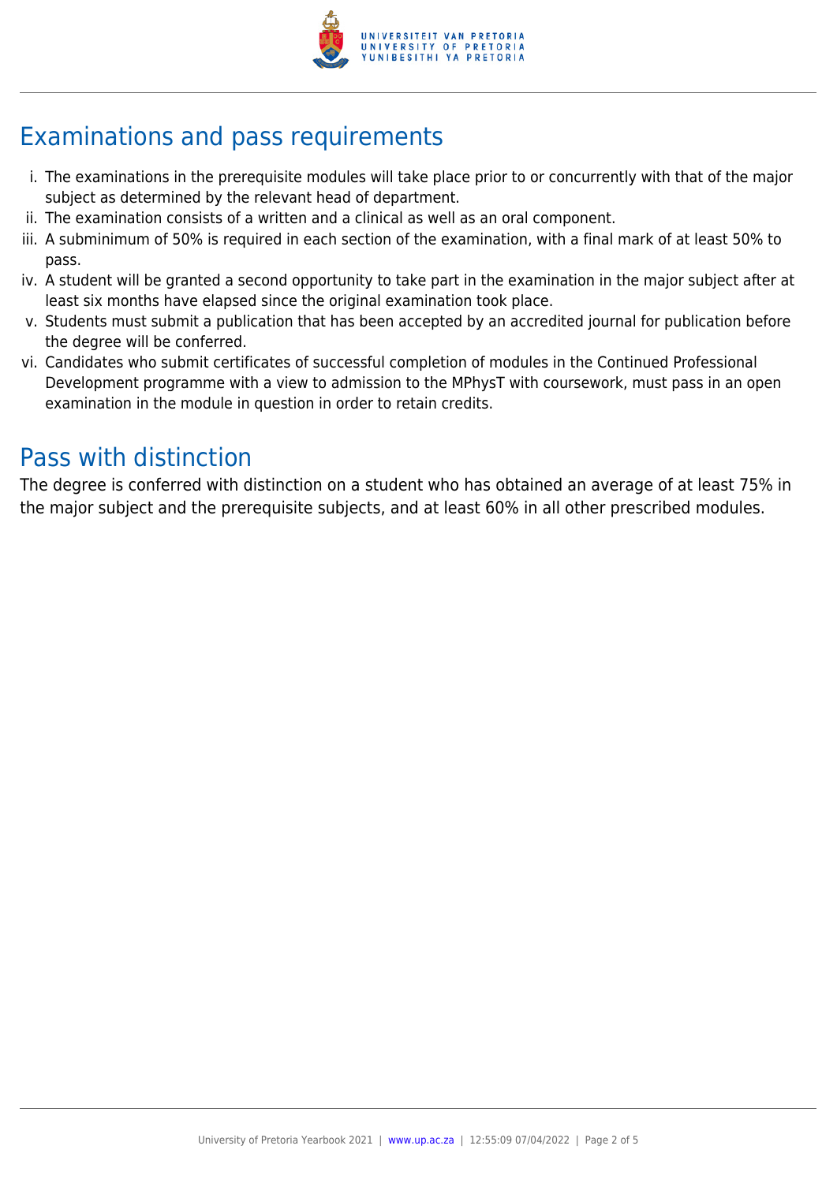## Examinations and pass requirements

i. The examinations in the prerequisite modules will take place prior to or concurrently with that of the major subject as determined by the relevant head of department.
ii. The examination consists of a written and a clinical as well as an oral component.
iii. A subminimum of 50% is required in each section of the examination, with a final mark of at least 50% to pass.
iv. A student will be granted a second opportunity to take part in the examination in the major subject after at least six months have elapsed since the original examination took place.
v. Students must submit a publication that has been accepted by an accredited journal for publication before the degree will be conferred.
vi. Candidates who submit certificates of successful completion of modules in the Continued Professional Development programme with a view to admission to the MPhysT with coursework, must pass in an open examination in the module in question in order to retain credits.

## Pass with distinction

The degree is conferred with distinction on a student who has obtained an average of at least 75% in the major subject and the prerequisite subjects, and at least 60% in all other prescribed modules.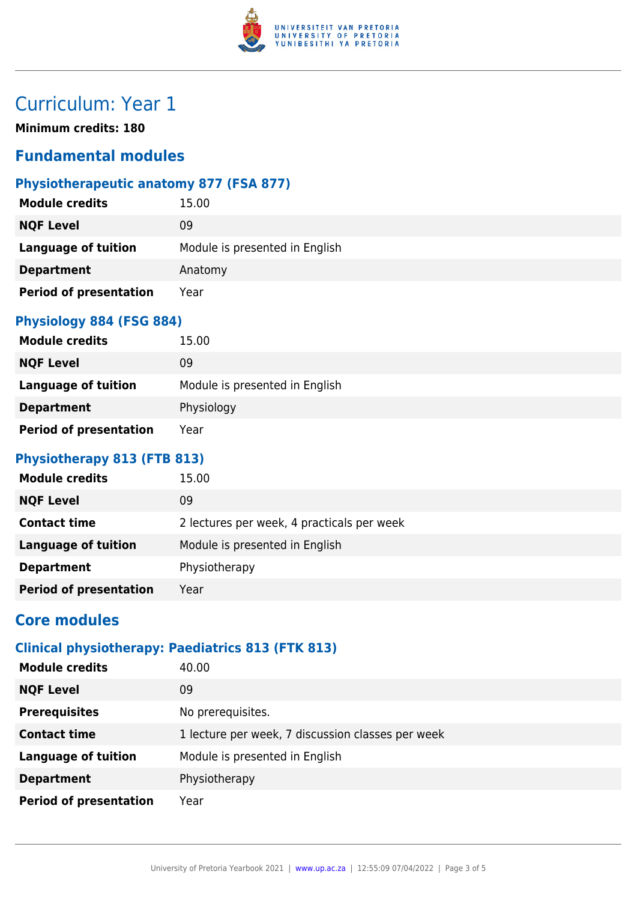# Curriculum: Year 1

**Minimum credits: 180**

## Fundamental modules

### Physiotherapeutic anatomy 877 (FSA 877)

| | |
|---|---|
| **Module credits** | 15.00 |
| **NQF Level** | 09 |
| **Language of tuition** | Module is presented in English |
| **Department** | Anatomy |
| **Period of presentation** | Year |

### Physiology 884 (FSG 884)

| | |
|---|---|
| **Module credits** | 15.00 |
| **NQF Level** | 09 |
| **Language of tuition** | Module is presented in English |
| **Department** | Physiology |
| **Period of presentation** | Year |

### Physiotherapy 813 (FTB 813)

| | |
|---|---|
| **Module credits** | 15.00 |
| **NQF Level** | 09 |
| **Contact time** | 2 lectures per week, 4 practicals per week |
| **Language of tuition** | Module is presented in English |
| **Department** | Physiotherapy |
| **Period of presentation** | Year |

## Core modules

### Clinical physiotherapy: Paediatrics 813 (FTK 813)

| | |
|---|---|
| **Module credits** | 40.00 |
| **NQF Level** | 09 |
| **Prerequisites** | No prerequisites. |
| **Contact time** | 1 lecture per week, 7 discussion classes per week |
| **Language of tuition** | Module is presented in English |
| **Department** | Physiotherapy |
| **Period of presentation** | Year |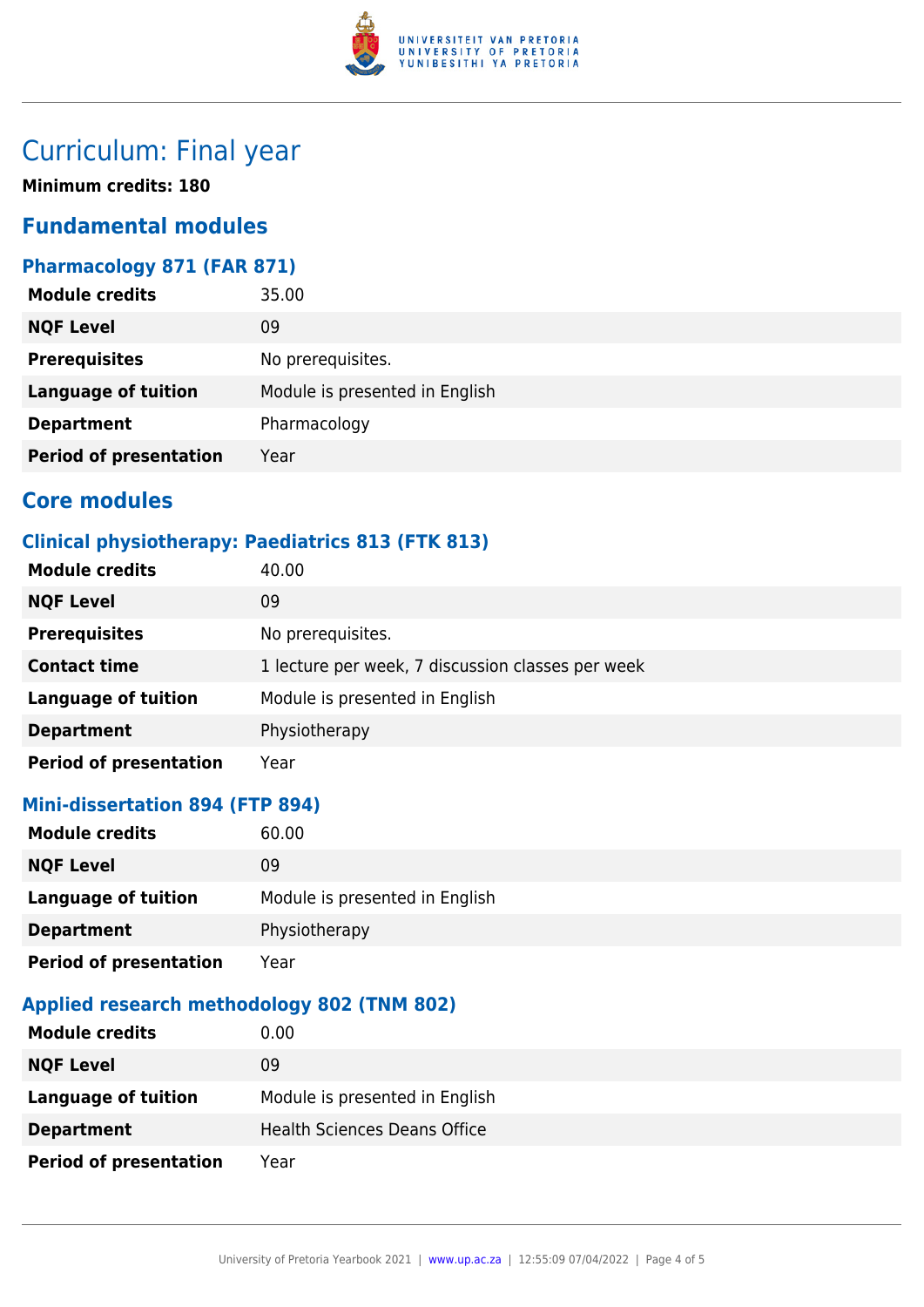# Curriculum: Final year

**Minimum credits: 180**

## Fundamental modules

### Pharmacology 871 (FAR 871)

| | |
|---|---|
| **Module credits** | 35.00 |
| **NQF Level** | 09 |
| **Prerequisites** | No prerequisites. |
| **Language of tuition** | Module is presented in English |
| **Department** | Pharmacology |
| **Period of presentation** | Year |

## Core modules

### Clinical physiotherapy: Paediatrics 813 (FTK 813)

| | |
|---|---|
| **Module credits** | 40.00 |
| **NQF Level** | 09 |
| **Prerequisites** | No prerequisites. |
| **Contact time** | 1 lecture per week, 7 discussion classes per week |
| **Language of tuition** | Module is presented in English |
| **Department** | Physiotherapy |
| **Period of presentation** | Year |

### Mini-dissertation 894 (FTP 894)

| | |
|---|---|
| **Module credits** | 60.00 |
| **NQF Level** | 09 |
| **Language of tuition** | Module is presented in English |
| **Department** | Physiotherapy |
| **Period of presentation** | Year |

### Applied research methodology 802 (TNM 802)

| | |
|---|---|
| **Module credits** | 0.00 |
| **NQF Level** | 09 |
| **Language of tuition** | Module is presented in English |
| **Department** | Health Sciences Deans Office |
| **Period of presentation** | Year |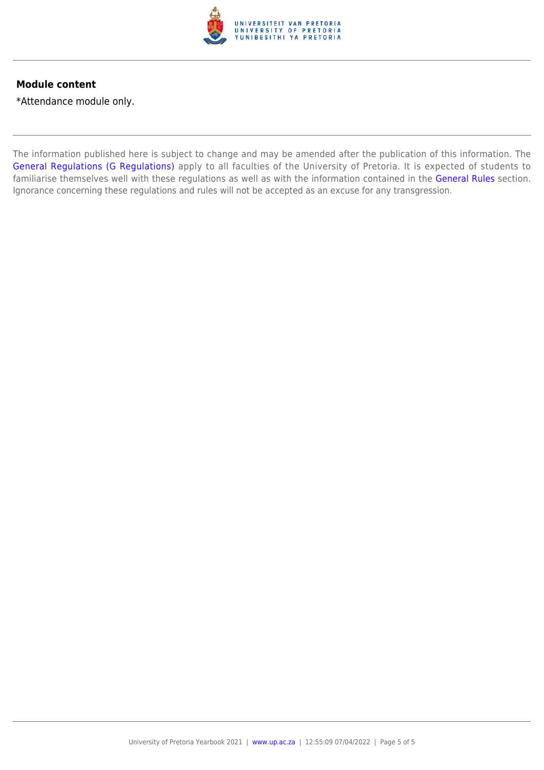**Module content**

*Attendance module only.

The information published here is subject to change and may be amended after the publication of this information. The General Regulations (G Regulations) apply to all faculties of the University of Pretoria. It is expected of students to familiarise themselves well with these regulations as well as with the information contained in the General Rules section. Ignorance concerning these regulations and rules will not be accepted as an excuse for any transgression.